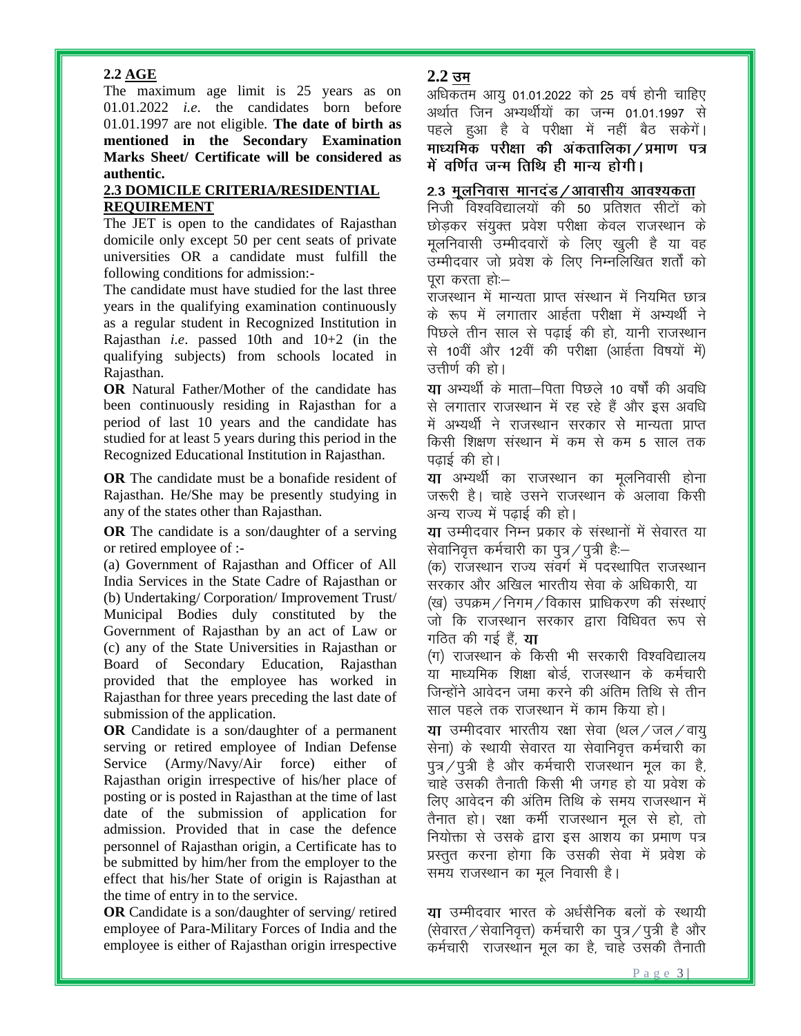## 2.2 AGE

The maximum age limit is 25 years as on 01.01.2022 *i.e*. the candidates born before 01.01.1997 are not eligible. **The date of birth as mentioned in the Secondary Examination Marks Sheet/ Certificate will be considered as authentic.**

## 2.3 DOMICILE CRITERIA/RESIDENTIAL REQUIREMENT

The JET is open to the candidates of Rajasthan domicile only except 50 per cent seats of private universities OR a candidate must fulfill the following conditions for admission:-

The candidate must have studied for the last three years in the qualifying examination continuously as a regular student in Recognized Institution in Rajasthan *i.e*. passed 10th and 10+2 (in the qualifying subjects) from schools located in Rajasthan.

**OR** Natural Father/Mother of the candidate has been continuously residing in Rajasthan for a period of last 10 years and the candidate has studied for at least 5 years during this period in the Recognized Educational Institution in Rajasthan.

**OR** The candidate must be a bonafide resident of Rajasthan. He/She may be presently studying in any of the states other than Rajasthan.

**OR** The candidate is a son/daughter of a serving or retired employee of :-

(a) Government of Rajasthan and Officer of All India Services in the State Cadre of Rajasthan or
(b) Undertaking/ Corporation/ Improvement Trust/ Municipal Bodies duly constituted by the Government of Rajasthan by an act of Law or
(c) any of the State Universities in Rajasthan or Board of Secondary Education, Rajasthan provided that the employee has worked in Rajasthan for three years preceding the last date of submission of the application.

**OR** Candidate is a son/daughter of a permanent serving or retired employee of Indian Defense Service (Army/Navy/Air force) either of Rajasthan origin irrespective of his/her place of posting or is posted in Rajasthan at the time of last date of the submission of application for admission. Provided that in case the defence personnel of Rajasthan origin, a Certificate has to be submitted by him/her from the employer to the effect that his/her State of origin is Rajasthan at the time of entry in to the service.

**OR** Candidate is a son/daughter of serving/ retired employee of Para-Military Forces of India and the employee is either of Rajasthan origin irrespective

## 2.2 उम्र

अधिकतम आयु 01.01.2022 को 25 वर्ष होनी चाहिए अर्थात जिन अभ्यर्थीयों का जन्म 01.01.1997 से पहले हुआ है वे परीक्षा में नहीं बैठ सकेगें। **माध्यमिक परीक्षा की अंकतालिका/प्रमाण पत्र में वर्णित जन्म तिथि ही मान्य होगी।**

## 2.3 मूलनिवास मानदंड/आवासीय आवश्यकता

निजी विश्वविद्यालयों की 50 प्रतिशत सीटों को छोड़कर संयुक्त प्रवेश परीक्षा केवल राजस्थान के मूलनिवासी उम्मीदवारों के लिए खुली है या वह उम्मीदवार जो प्रवेश के लिए निम्नलिखित शर्तों को पूरा करता होः–

राजस्थान में मान्यता प्राप्त संस्थान में नियमित छात्र के रूप में लगातार आर्हता परीक्षा में अभ्यर्थी ने पिछले तीन साल से पढ़ाई की हो, यानी राजस्थान से 10वीं और 12वीं की परीक्षा (आर्हता विषयों में) उत्तीर्ण की हो।

**या** अभ्यर्थी के माता–पिता पिछले 10 वर्षों की अवधि से लगातार राजस्थान में रह रहे हैं और इस अवधि में अभ्यर्थी ने राजस्थान सरकार से मान्यता प्राप्त किसी शिक्षण संस्थान में कम से कम 5 साल तक पढ़ाई की हो।

**या** अभ्यर्थी का राजस्थान का मूलनिवासी होना जरूरी है। चाहे उसने राजस्थान के अलावा किसी अन्य राज्य में पढ़ाई की हो।

**या** उम्मीदवार निम्न प्रकार के संस्थानों में सेवारत या सेवानिवृत्त कर्मचारी का पुत्र/पुत्री हैः–

(क) राजस्थान राज्य संवर्ग में पदस्थापित राजस्थान सरकार और अखिल भारतीय सेवा के अधिकारी, या
(ख) उपक्रम/निगम/विकास प्राधिकरण की संस्थाएं जो कि राजस्थान सरकार द्वारा विधिवत रूप से गठित की गई हैं, **या**
(ग) राजस्थान के किसी भी सरकारी विश्वविद्यालय या माध्यमिक शिक्षा बोर्ड, राजस्थान के कर्मचारी जिन्होंने आवेदन जमा करने की अंतिम तिथि से तीन साल पहले तक राजस्थान में काम किया हो।

**या** उम्मीदवार भारतीय रक्षा सेवा (थल/जल/वायु सेना) के स्थायी सेवारत या सेवानिवृत्त कर्मचारी का पुत्र/पुत्री है और कर्मचारी राजस्थान मूल का है, चाहे उसकी तैनाती किसी भी जगह हो या प्रवेश के लिए आवेदन की अंतिम तिथि के समय राजस्थान में तैनात हो। रक्षा कर्मी राजस्थान मूल से हो, तो नियोक्ता से उसके द्वारा इस आशय का प्रमाण पत्र प्रस्तुत करना होगा कि उसकी सेवा में प्रवेश के समय राजस्थान का मूल निवासी है।

**या** उम्मीदवार भारत के अर्धसैनिक बलों के स्थायी (सेवारत/सेवानिवृत्त) कर्मचारी का पुत्र/पुत्री है और कर्मचारी राजस्थान मूल का है, चाहे उसकी तैनाती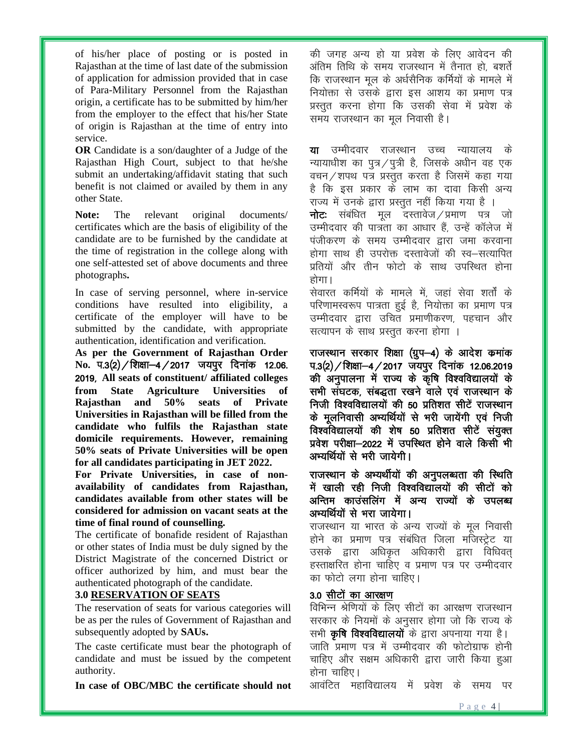of his/her place of posting or is posted in Rajasthan at the time of last date of the submission of application for admission provided that in case of Para-Military Personnel from the Rajasthan origin, a certificate has to be submitted by him/her from the employer to the effect that his/her State of origin is Rajasthan at the time of entry into service.

**OR** Candidate is a son/daughter of a Judge of the Rajasthan High Court, subject to that he/she submit an undertaking/affidavit stating that such benefit is not claimed or availed by them in any other State.

**Note:** The relevant original documents/ certificates which are the basis of eligibility of the candidate are to be furnished by the candidate at the time of registration in the college along with one self-attested set of above documents and three photographs**.**

In case of serving personnel, where in-service conditions have resulted into eligibility, a certificate of the employer will have to be submitted by the candidate, with appropriate authentication, identification and verification.

**As per the Government of Rajasthan Order No. प.3(2)/शिक्षा–4/2017 जयपुर दिनांक 12.06. 2019, All seats of constituent/ affiliated colleges from State Agriculture Universities of Rajasthan and 50% seats of Private Universities in Rajasthan will be filled from the candidate who fulfils the Rajasthan state domicile requirements. However, remaining 50% seats of Private Universities will be open for all candidates participating in JET 2022.**

**For Private Universities, in case of non-availability of candidates from Rajasthan, candidates available from other states will be considered for admission on vacant seats at the time of final round of counselling.**

The certificate of bonafide resident of Rajasthan or other states of India must be duly signed by the District Magistrate of the concerned District or officer authorized by him, and must bear the authenticated photograph of the candidate.

### 3.0 RESERVATION OF SEATS

The reservation of seats for various categories will be as per the rules of Government of Rajasthan and subsequently adopted by **SAUs.**

The caste certificate must bear the photograph of candidate and must be issued by the competent authority.

**In case of OBC/MBC the certificate should not**

की जगह अन्य हो या प्रवेश के लिए आवेदन की अंतिम तिथि के समय राजस्थान में तैनात हो, बशर्ते कि राजस्थान मूल के अर्धसैनिक कर्मियों के मामले में नियोक्ता से उसके द्वारा इस आशय का प्रमाण पत्र प्रस्तुत करना होगा कि उसकी सेवा में प्रवेश के समय राजस्थान का मूल निवासी है।

**या** उम्मीदवार राजस्थान उच्च न्यायालय के न्यायाधीश का पुत्र/पुत्री है, जिसके अधीन वह एक वचन/शपथ पत्र प्रस्तुत करता है जिसमें कहा गया है कि इस प्रकार के लाभ का दावा किसी अन्य राज्य में उनके द्वारा प्रस्तुत नहीं किया गया है ।

**नोटः** संबंधित मूल दस्तावेज/प्रमाण पत्र जो उम्मीदवार की पात्रता का आधार हैं, उन्हें कॉलेज में पंजीकरण के समय उम्मीदवार द्वारा जमा करवाना होगा साथ ही उपरोक्त दस्तावेजों की स्व–सत्यापित प्रतियों और तीन फोटो के साथ उपस्थित होना होगा।

सेवारत कर्मियों के मामले में, जहां सेवा शर्तों के परिणामस्वरूप पात्रता हुई है, नियोक्ता का प्रमाण पत्र उम्मीदवार द्वारा उचित प्रमाणीकरण, पहचान और सत्यापन के साथ प्रस्तुत करना होगा ।

**राजस्थान सरकार शिक्षा (ग्रुप–4) के आदेश क्रमांक प.3(2)/शिक्षा–4/2017 जयपुर दिनांक 12.06.2019 की अनुपालना में राज्य के कृषि विश्वविद्यालयों के सभी संघटक, संबद्धता रखने वाले एवं राजस्थान के निजी विश्वविद्यालयों की 50 प्रतिशत सीटें राजस्थान के मूलनिवासी अभ्यर्थियों से भरी जायेंगी एवं निजी विश्वविद्यालयों की शेष 50 प्रतिशत सीटें संयुक्त प्रवेश परीक्षा–2022 में उपस्थित होने वाले किसी भी अभ्यर्थियों से भरी जायेगी।**

**राजस्थान के अभ्यर्थीयों की अनुपलब्धता की स्थिति में खाली रही निजी विश्वविद्यालयों की सीटों को अन्तिम काउंसलिंग में अन्य राज्यों के उपलब्ध अभ्यर्थियों से भरा जायेगा।**

राजस्थान या भारत के अन्य राज्यों के मूल निवासी होने का प्रमाण पत्र संबंधित जिला मजिस्ट्रेट या उसके द्वारा अधिकृत अधिकारी द्वारा विधिवत् हस्ताक्षरित होना चाहिए व प्रमाण पत्र पर उम्मीदवार का फोटो लगा होना चाहिए।

### 3.0 सीटों का आरक्षण

विभिन्न श्रेणियों के लिए सीटों का आरक्षण राजस्थान सरकार के नियमों के अनुसार होगा जो कि राज्य के सभी **कृषि विश्वविद्यालयों** के द्वारा अपनाया गया है।

जाति प्रमाण पत्र में उम्मीदवार की फोटोग्राफ होनी चाहिए और सक्षम अधिकारी द्वारा जारी किया हुआ होना चाहिए।

आवंटित महाविद्यालय में प्रवेश के समय पर